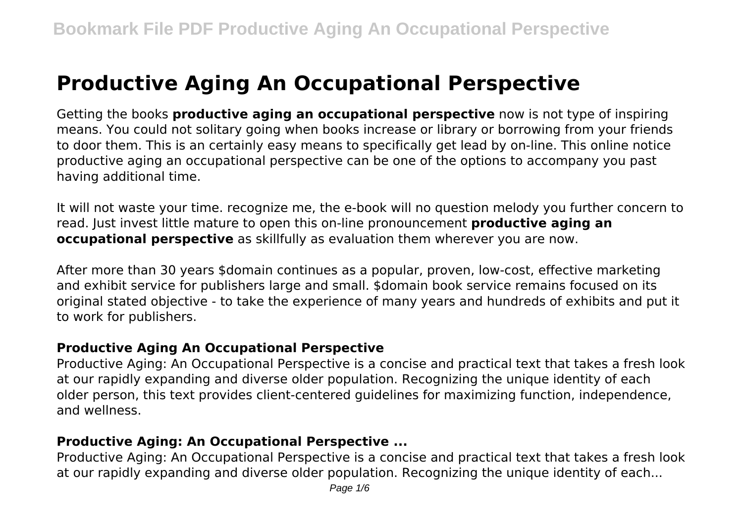# Productive Aging An Occupational Perspective

Getting the books **productive aging an occupational perspective** now is not type of inspiring means. You could not solitary going when books increase or library or borrowing from your friends to door them. This is an certainly easy means to specifically get lead by on-line. This online notice productive aging an occupational perspective can be one of the options to accompany you past having additional time.

It will not waste your time. recognize me, the e-book will no question melody you further concern to read. Just invest little mature to open this on-line pronouncement **productive aging an occupational perspective** as skillfully as evaluation them wherever you are now.

After more than 30 years $domain continues as a popular, proven, low-cost, effective marketing and exhibit service for publishers large and small. $domain book service remains focused on its original stated objective - to take the experience of many years and hundreds of exhibits and put it to work for publishers.

## Productive Aging An Occupational Perspective

Productive Aging: An Occupational Perspective is a concise and practical text that takes a fresh look at our rapidly expanding and diverse older population. Recognizing the unique identity of each older person, this text provides client-centered guidelines for maximizing function, independence, and wellness.

## Productive Aging: An Occupational Perspective ...

Productive Aging: An Occupational Perspective is a concise and practical text that takes a fresh look at our rapidly expanding and diverse older population. Recognizing the unique identity of each...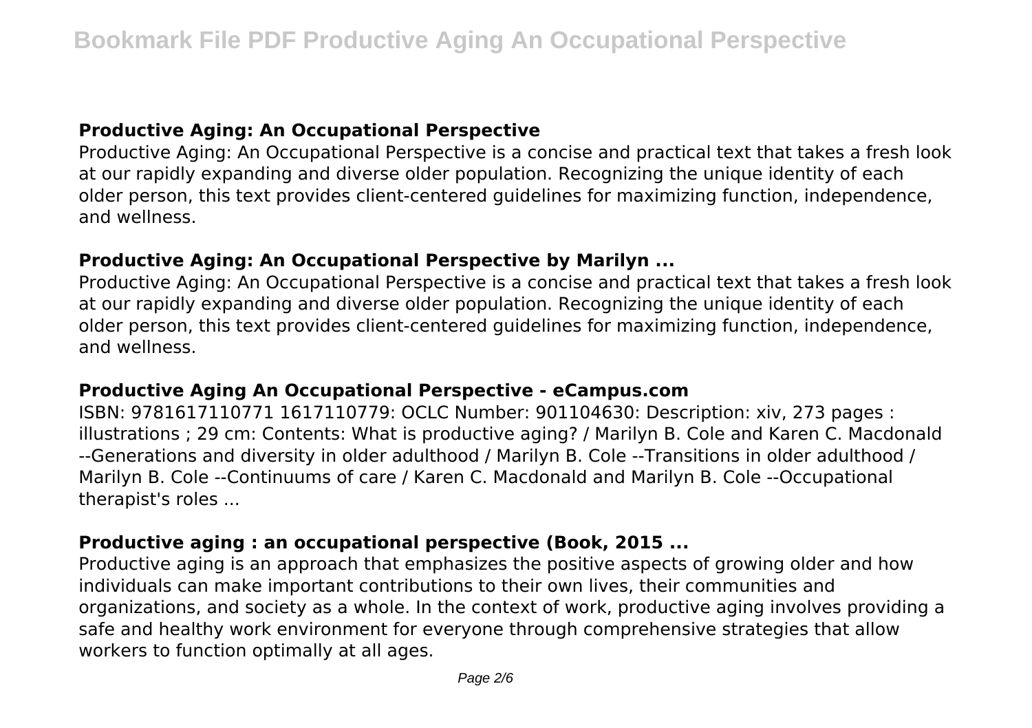## Productive Aging: An Occupational Perspective

Productive Aging: An Occupational Perspective is a concise and practical text that takes a fresh look at our rapidly expanding and diverse older population. Recognizing the unique identity of each older person, this text provides client-centered guidelines for maximizing function, independence, and wellness.

## Productive Aging: An Occupational Perspective by Marilyn ...

Productive Aging: An Occupational Perspective is a concise and practical text that takes a fresh look at our rapidly expanding and diverse older population. Recognizing the unique identity of each older person, this text provides client-centered guidelines for maximizing function, independence, and wellness.

## Productive Aging An Occupational Perspective - eCampus.com

ISBN: 9781617110771 1617110779: OCLC Number: 901104630: Description: xiv, 273 pages : illustrations ; 29 cm: Contents: What is productive aging? / Marilyn B. Cole and Karen C. Macdonald --Generations and diversity in older adulthood / Marilyn B. Cole --Transitions in older adulthood / Marilyn B. Cole --Continuums of care / Karen C. Macdonald and Marilyn B. Cole --Occupational therapist's roles ...

## Productive aging : an occupational perspective (Book, 2015 ...

Productive aging is an approach that emphasizes the positive aspects of growing older and how individuals can make important contributions to their own lives, their communities and organizations, and society as a whole. In the context of work, productive aging involves providing a safe and healthy work environment for everyone through comprehensive strategies that allow workers to function optimally at all ages.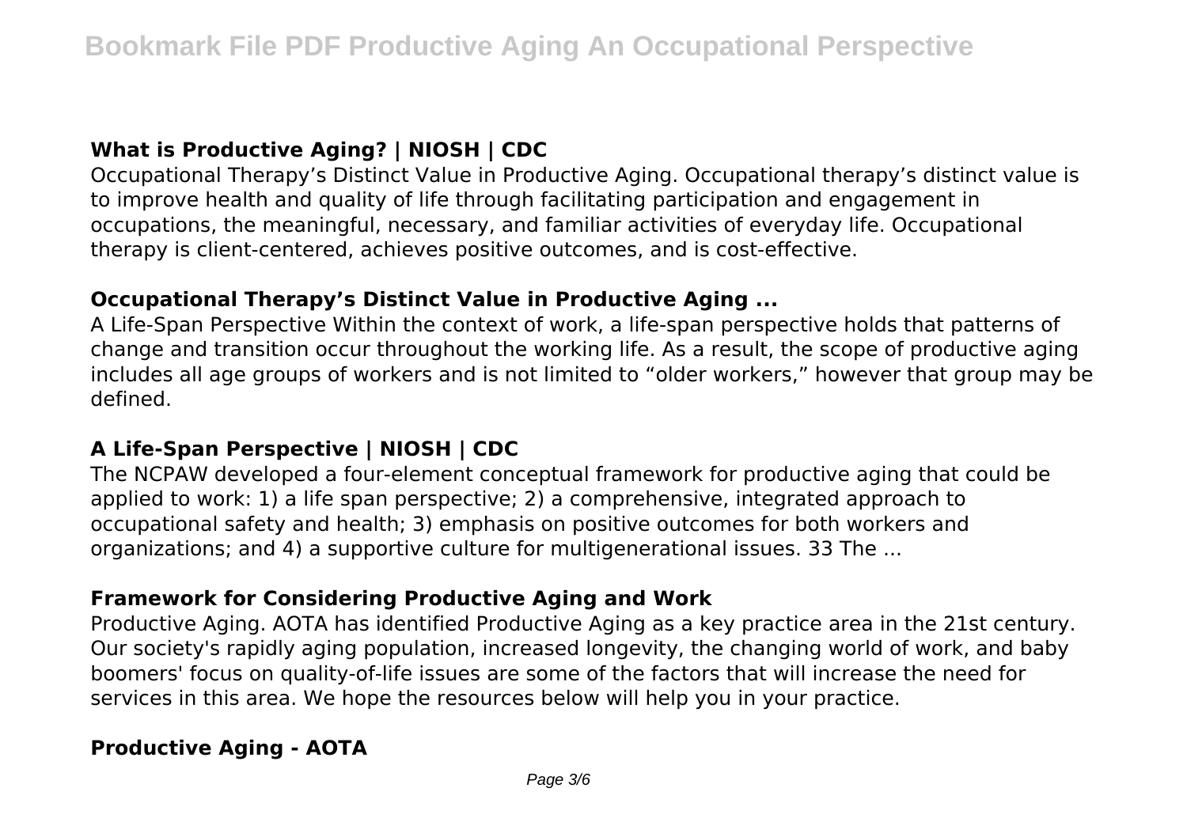### What is Productive Aging? | NIOSH | CDC

Occupational Therapy's Distinct Value in Productive Aging. Occupational therapy's distinct value is to improve health and quality of life through facilitating participation and engagement in occupations, the meaningful, necessary, and familiar activities of everyday life. Occupational therapy is client-centered, achieves positive outcomes, and is cost-effective.

### Occupational Therapy's Distinct Value in Productive Aging ...

A Life-Span Perspective Within the context of work, a life-span perspective holds that patterns of change and transition occur throughout the working life. As a result, the scope of productive aging includes all age groups of workers and is not limited to "older workers," however that group may be defined.

### A Life-Span Perspective | NIOSH | CDC

The NCPAW developed a four-element conceptual framework for productive aging that could be applied to work: 1) a life span perspective; 2) a comprehensive, integrated approach to occupational safety and health; 3) emphasis on positive outcomes for both workers and organizations; and 4) a supportive culture for multigenerational issues. 33 The ...

### Framework for Considering Productive Aging and Work

Productive Aging. AOTA has identified Productive Aging as a key practice area in the 21st century. Our society's rapidly aging population, increased longevity, the changing world of work, and baby boomers' focus on quality-of-life issues are some of the factors that will increase the need for services in this area. We hope the resources below will help you in your practice.

### Productive Aging - AOTA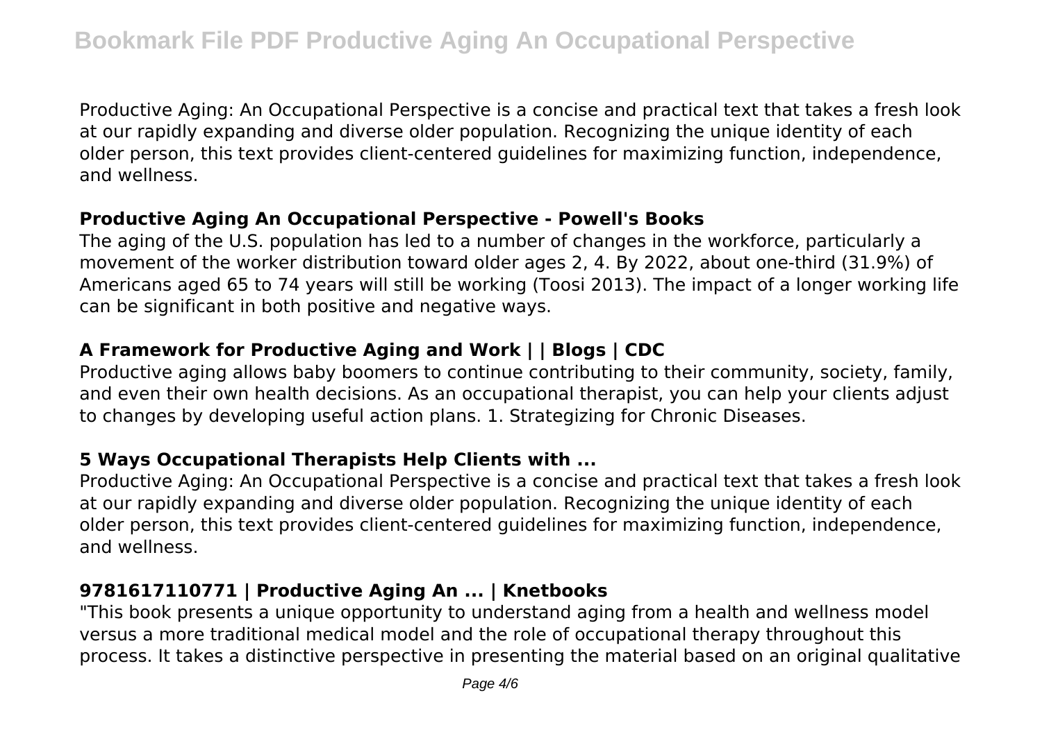Productive Aging: An Occupational Perspective is a concise and practical text that takes a fresh look at our rapidly expanding and diverse older population. Recognizing the unique identity of each older person, this text provides client-centered guidelines for maximizing function, independence, and wellness.

### Productive Aging An Occupational Perspective - Powell's Books

The aging of the U.S. population has led to a number of changes in the workforce, particularly a movement of the worker distribution toward older ages 2, 4. By 2022, about one-third (31.9%) of Americans aged 65 to 74 years will still be working (Toosi 2013). The impact of a longer working life can be significant in both positive and negative ways.

### A Framework for Productive Aging and Work | | Blogs | CDC

Productive aging allows baby boomers to continue contributing to their community, society, family, and even their own health decisions. As an occupational therapist, you can help your clients adjust to changes by developing useful action plans. 1. Strategizing for Chronic Diseases.

### 5 Ways Occupational Therapists Help Clients with ...

Productive Aging: An Occupational Perspective is a concise and practical text that takes a fresh look at our rapidly expanding and diverse older population. Recognizing the unique identity of each older person, this text provides client-centered guidelines for maximizing function, independence, and wellness.

### 9781617110771 | Productive Aging An ... | Knetbooks

"This book presents a unique opportunity to understand aging from a health and wellness model versus a more traditional medical model and the role of occupational therapy throughout this process. It takes a distinctive perspective in presenting the material based on an original qualitative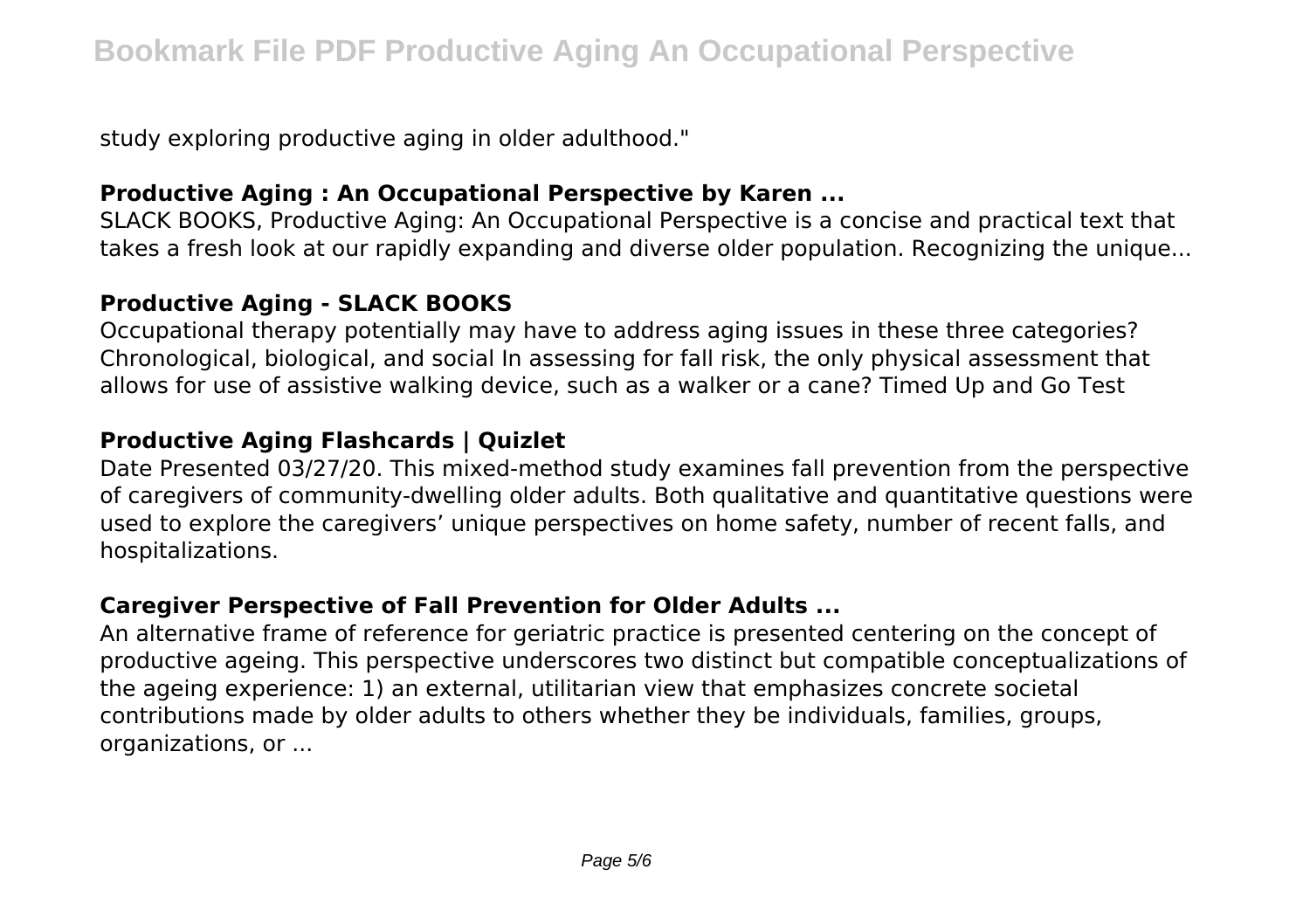study exploring productive aging in older adulthood."

### Productive Aging : An Occupational Perspective by Karen ...

SLACK BOOKS, Productive Aging: An Occupational Perspective is a concise and practical text that takes a fresh look at our rapidly expanding and diverse older population. Recognizing the unique...

### Productive Aging - SLACK BOOKS

Occupational therapy potentially may have to address aging issues in these three categories? Chronological, biological, and social In assessing for fall risk, the only physical assessment that allows for use of assistive walking device, such as a walker or a cane? Timed Up and Go Test

### Productive Aging Flashcards | Quizlet

Date Presented 03/27/20. This mixed-method study examines fall prevention from the perspective of caregivers of community-dwelling older adults. Both qualitative and quantitative questions were used to explore the caregivers' unique perspectives on home safety, number of recent falls, and hospitalizations.

### Caregiver Perspective of Fall Prevention for Older Adults ...

An alternative frame of reference for geriatric practice is presented centering on the concept of productive ageing. This perspective underscores two distinct but compatible conceptualizations of the ageing experience: 1) an external, utilitarian view that emphasizes concrete societal contributions made by older adults to others whether they be individuals, families, groups, organizations, or ...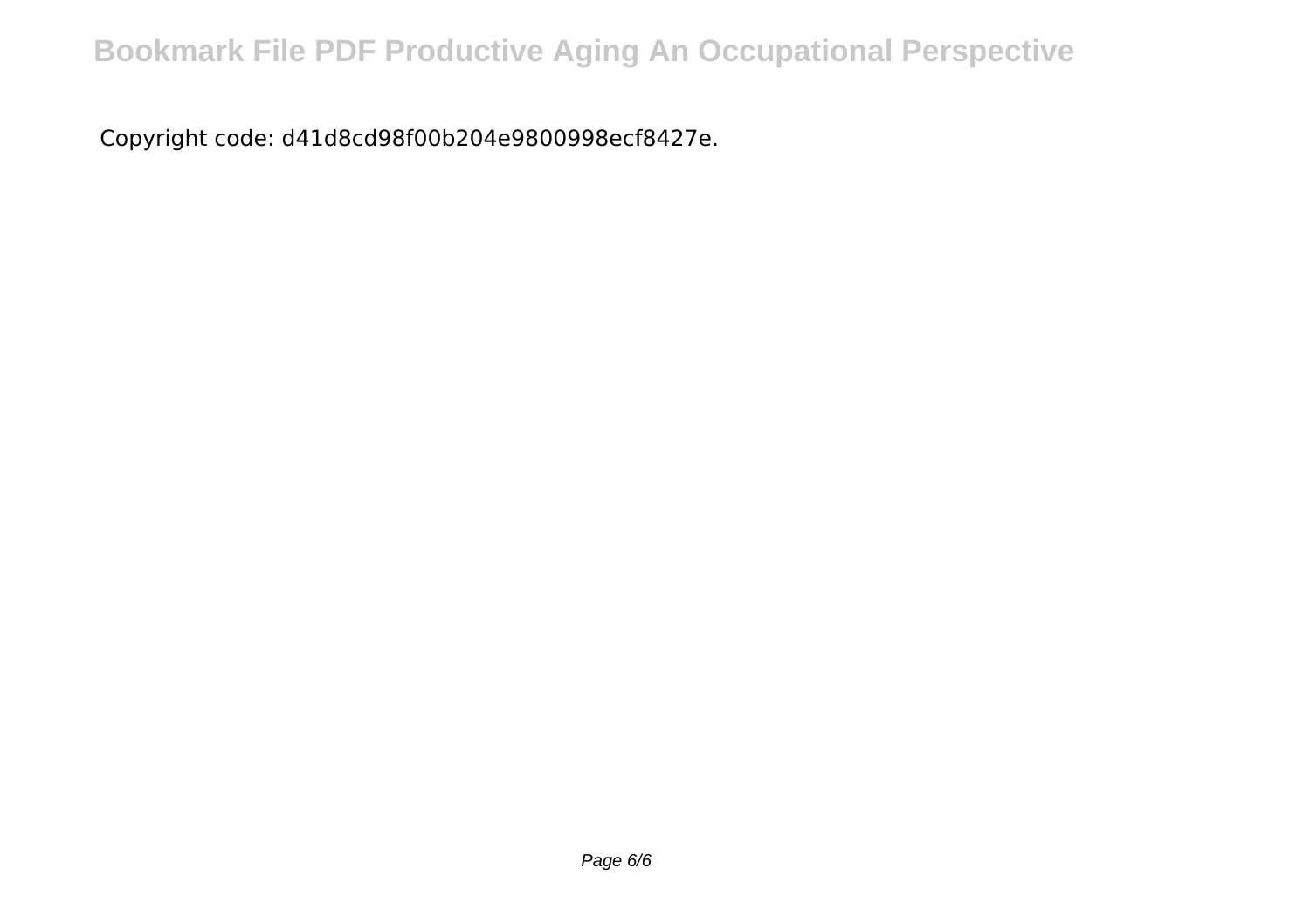Copyright code: d41d8cd98f00b204e9800998ecf8427e.